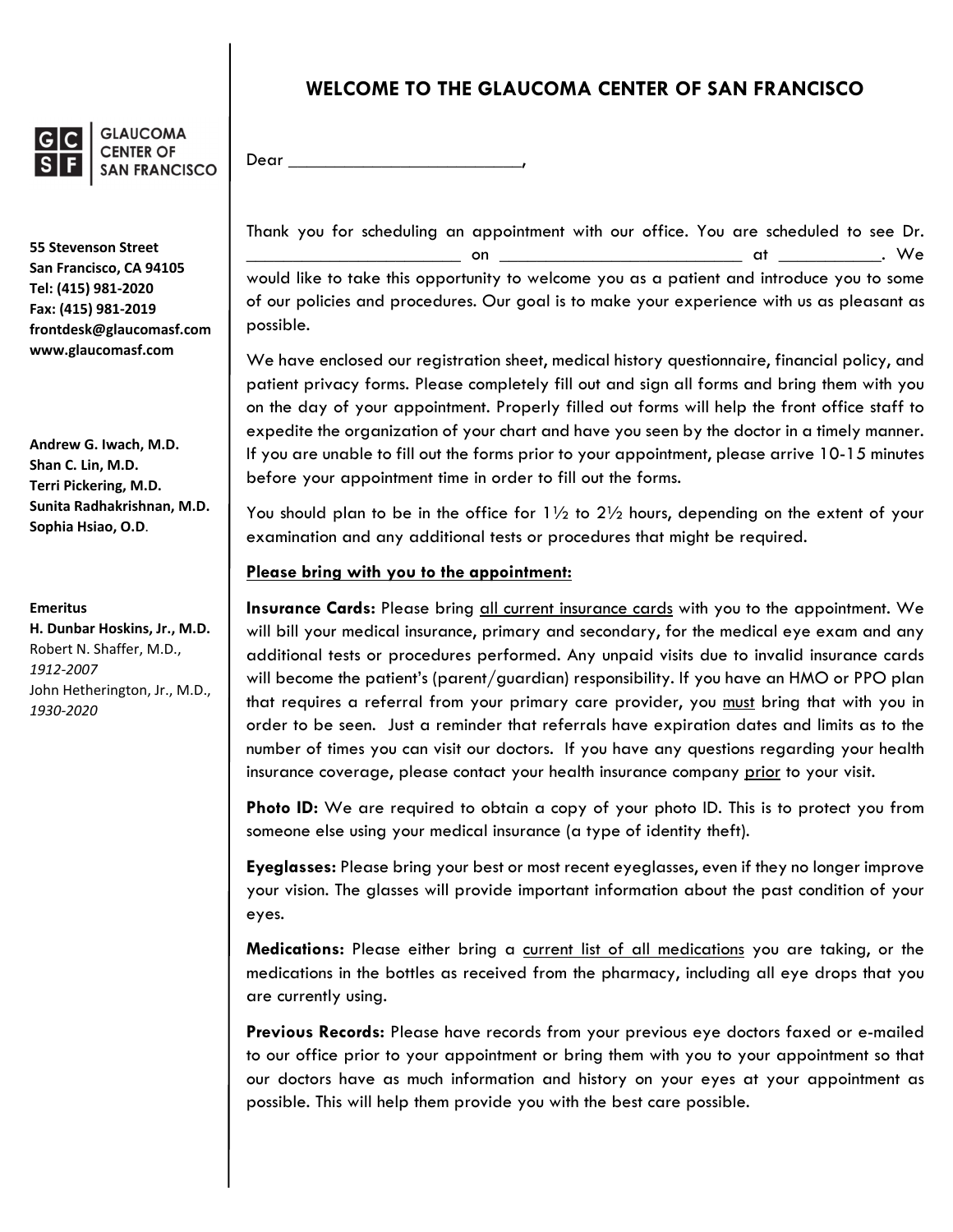# WELCOME TO THE GLAUCOMA CENTER OF SAN FRANCISCO

GLAUCOMA CENTER OF SAN FRANCISCO

**55 Stevenson Street**
**San Francisco, CA 94105**
**Tel: (415) 981-2020**
**Fax: (415) 981-2019**
**frontdesk@glaucomasf.com**
**www.glaucomasf.com**

**Andrew G. Iwach, M.D.**
**Shan C. Lin, M.D.**
**Terri Pickering, M.D.**
**Sunita Radhakrishnan, M.D.**
**Sophia Hsiao, O.D.**

**Emeritus**
**H. Dunbar Hoskins, Jr., M.D.**
Robert N. Shaffer, M.D., *1912-2007*
John Hetherington, Jr., M.D., *1930-2020*

Dear ________________________,

Thank you for scheduling an appointment with our office. You are scheduled to see Dr. ________________________ on ___________________________ at ___________. We would like to take this opportunity to welcome you as a patient and introduce you to some of our policies and procedures. Our goal is to make your experience with us as pleasant as possible.

We have enclosed our registration sheet, medical history questionnaire, financial policy, and patient privacy forms. Please completely fill out and sign all forms and bring them with you on the day of your appointment. Properly filled out forms will help the front office staff to expedite the organization of your chart and have you seen by the doctor in a timely manner. If you are unable to fill out the forms prior to your appointment, please arrive 10-15 minutes before your appointment time in order to fill out the forms.

You should plan to be in the office for 1½ to 2½ hours, depending on the extent of your examination and any additional tests or procedures that might be required.

**Please bring with you to the appointment:**

**Insurance Cards:** Please bring all current insurance cards with you to the appointment. We will bill your medical insurance, primary and secondary, for the medical eye exam and any additional tests or procedures performed. Any unpaid visits due to invalid insurance cards will become the patient's (parent/guardian) responsibility. If you have an HMO or PPO plan that requires a referral from your primary care provider, you must bring that with you in order to be seen. Just a reminder that referrals have expiration dates and limits as to the number of times you can visit our doctors. If you have any questions regarding your health insurance coverage, please contact your health insurance company prior to your visit.

**Photo ID:** We are required to obtain a copy of your photo ID. This is to protect you from someone else using your medical insurance (a type of identity theft).

**Eyeglasses:** Please bring your best or most recent eyeglasses, even if they no longer improve your vision. The glasses will provide important information about the past condition of your eyes.

**Medications:** Please either bring a current list of all medications you are taking, or the medications in the bottles as received from the pharmacy, including all eye drops that you are currently using.

**Previous Records:** Please have records from your previous eye doctors faxed or e-mailed to our office prior to your appointment or bring them with you to your appointment so that our doctors have as much information and history on your eyes at your appointment as possible. This will help them provide you with the best care possible.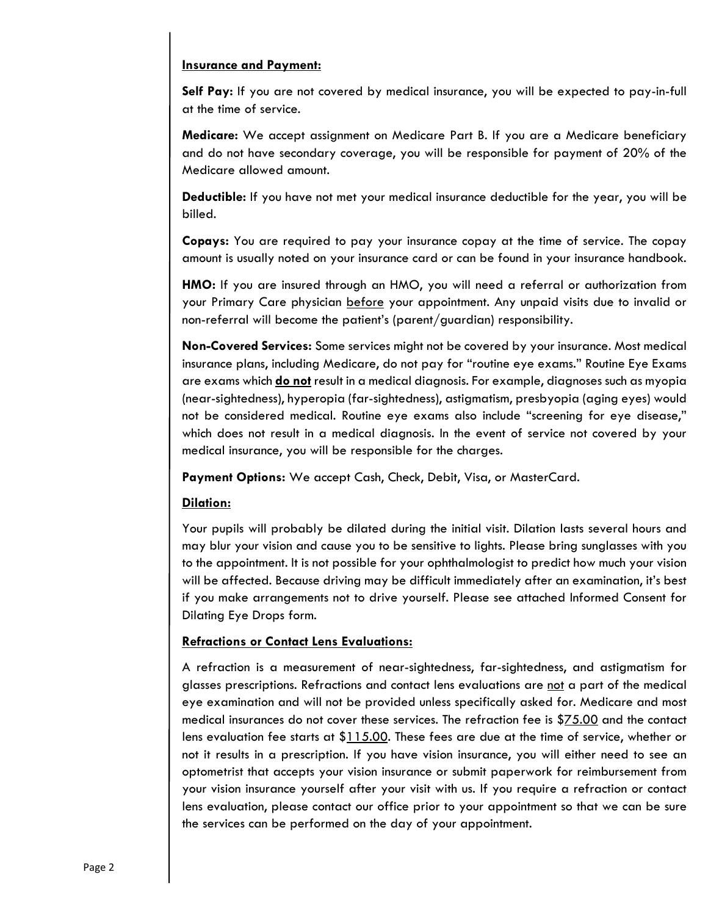**Insurance and Payment:**

**Self Pay:** If you are not covered by medical insurance, you will be expected to pay-in-full at the time of service.

**Medicare:** We accept assignment on Medicare Part B. If you are a Medicare beneficiary and do not have secondary coverage, you will be responsible for payment of 20% of the Medicare allowed amount.

**Deductible:** If you have not met your medical insurance deductible for the year, you will be billed.

**Copays:** You are required to pay your insurance copay at the time of service. The copay amount is usually noted on your insurance card or can be found in your insurance handbook.

**HMO:** If you are insured through an HMO, you will need a referral or authorization from your Primary Care physician before your appointment. Any unpaid visits due to invalid or non-referral will become the patient's (parent/guardian) responsibility.

**Non-Covered Services:** Some services might not be covered by your insurance. Most medical insurance plans, including Medicare, do not pay for "routine eye exams." Routine Eye Exams are exams which **do not** result in a medical diagnosis. For example, diagnoses such as myopia (near-sightedness), hyperopia (far-sightedness), astigmatism, presbyopia (aging eyes) would not be considered medical. Routine eye exams also include "screening for eye disease," which does not result in a medical diagnosis. In the event of service not covered by your medical insurance, you will be responsible for the charges.

**Payment Options:** We accept Cash, Check, Debit, Visa, or MasterCard.

**Dilation:**

Your pupils will probably be dilated during the initial visit. Dilation lasts several hours and may blur your vision and cause you to be sensitive to lights. Please bring sunglasses with you to the appointment. It is not possible for your ophthalmologist to predict how much your vision will be affected. Because driving may be difficult immediately after an examination, it's best if you make arrangements not to drive yourself. Please see attached Informed Consent for Dilating Eye Drops form.

**Refractions or Contact Lens Evaluations:**

A refraction is a measurement of near-sightedness, far-sightedness, and astigmatism for glasses prescriptions. Refractions and contact lens evaluations are not a part of the medical eye examination and will not be provided unless specifically asked for. Medicare and most medical insurances do not cover these services. The refraction fee is $75.00 and the contact lens evaluation fee starts at $115.00. These fees are due at the time of service, whether or not it results in a prescription. If you have vision insurance, you will either need to see an optometrist that accepts your vision insurance or submit paperwork for reimbursement from your vision insurance yourself after your visit with us. If you require a refraction or contact lens evaluation, please contact our office prior to your appointment so that we can be sure the services can be performed on the day of your appointment.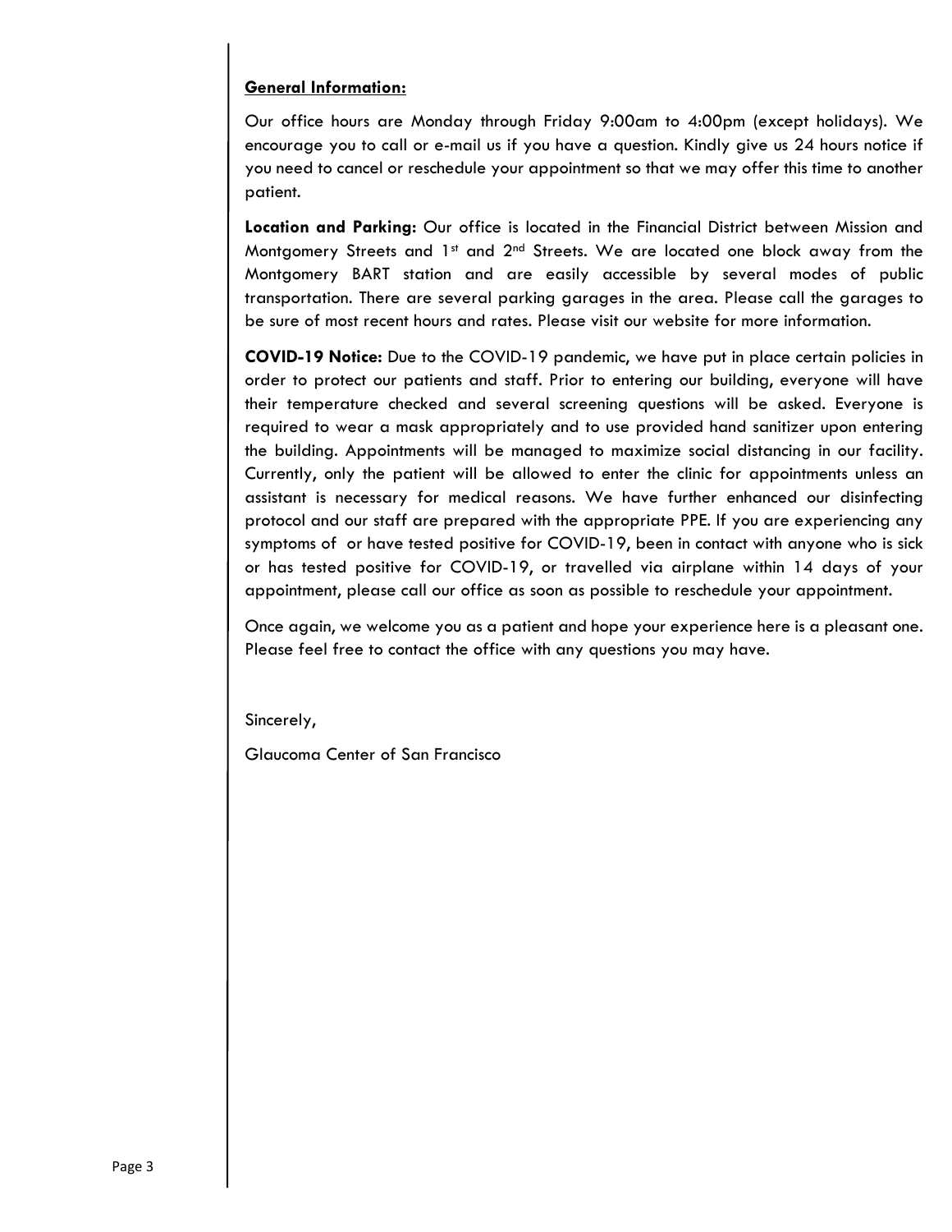**General Information:**

Our office hours are Monday through Friday 9:00am to 4:00pm (except holidays). We encourage you to call or e-mail us if you have a question. Kindly give us 24 hours notice if you need to cancel or reschedule your appointment so that we may offer this time to another patient.

**Location and Parking:** Our office is located in the Financial District between Mission and Montgomery Streets and 1st and 2nd Streets. We are located one block away from the Montgomery BART station and are easily accessible by several modes of public transportation. There are several parking garages in the area. Please call the garages to be sure of most recent hours and rates. Please visit our website for more information.

**COVID-19 Notice:** Due to the COVID-19 pandemic, we have put in place certain policies in order to protect our patients and staff. Prior to entering our building, everyone will have their temperature checked and several screening questions will be asked. Everyone is required to wear a mask appropriately and to use provided hand sanitizer upon entering the building. Appointments will be managed to maximize social distancing in our facility. Currently, only the patient will be allowed to enter the clinic for appointments unless an assistant is necessary for medical reasons. We have further enhanced our disinfecting protocol and our staff are prepared with the appropriate PPE. If you are experiencing any symptoms of or have tested positive for COVID-19, been in contact with anyone who is sick or has tested positive for COVID-19, or travelled via airplane within 14 days of your appointment, please call our office as soon as possible to reschedule your appointment.

Once again, we welcome you as a patient and hope your experience here is a pleasant one. Please feel free to contact the office with any questions you may have.

Sincerely,

Glaucoma Center of San Francisco